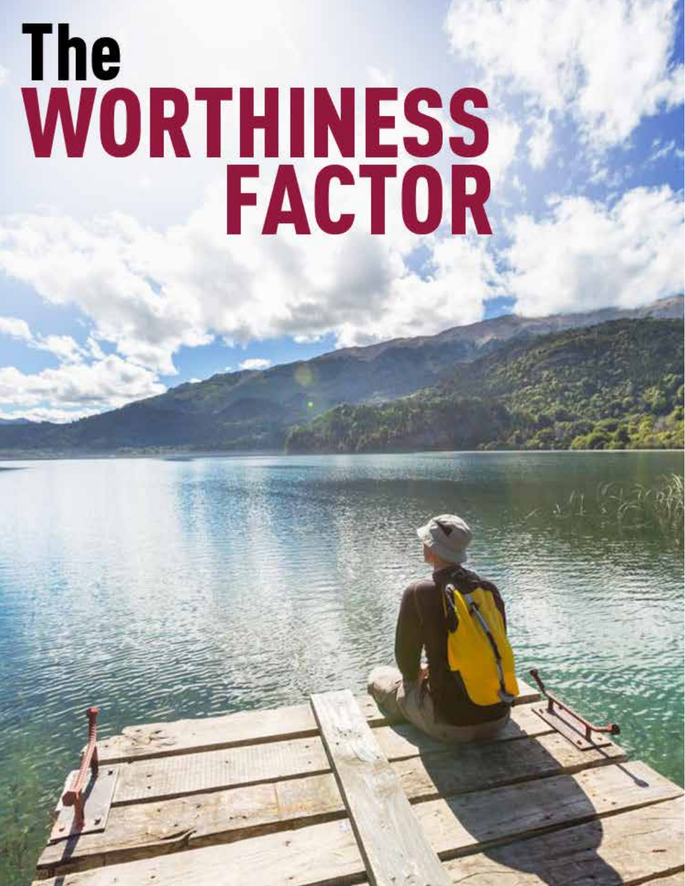# The WORTHINESS FACTOR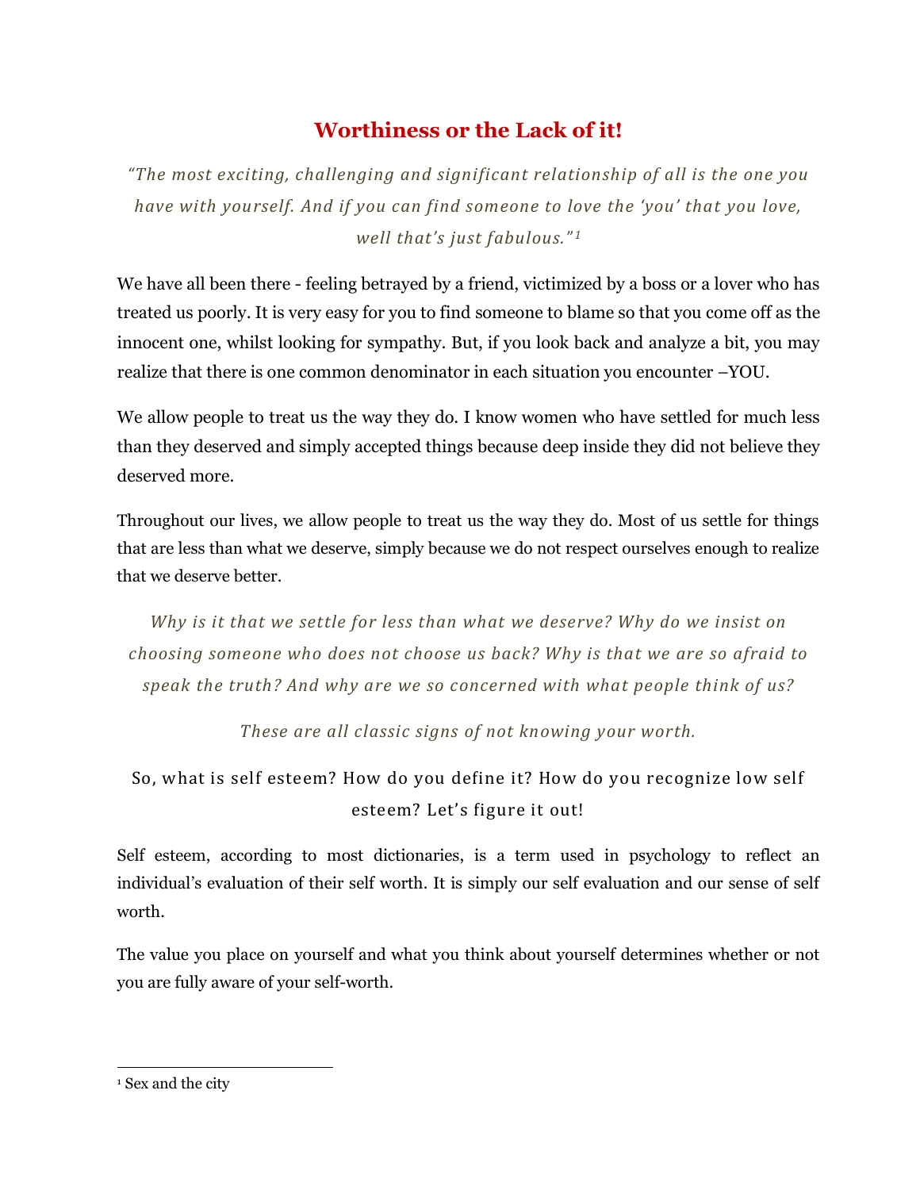# Worthiness or the Lack of it!

*"The most exciting, challenging and significant relationship of all is the one you have with yourself. And if you can find someone to love the 'you' that you love, well that's just fabulous."*[1]

We have all been there - feeling betrayed by a friend, victimized by a boss or a lover who has treated us poorly. It is very easy for you to find someone to blame so that you come off as the innocent one, whilst looking for sympathy. But, if you look back and analyze a bit, you may realize that there is one common denominator in each situation you encounter –YOU.

We allow people to treat us the way they do. I know women who have settled for much less than they deserved and simply accepted things because deep inside they did not believe they deserved more.

Throughout our lives, we allow people to treat us the way they do. Most of us settle for things that are less than what we deserve, simply because we do not respect ourselves enough to realize that we deserve better.

*Why is it that we settle for less than what we deserve? Why do we insist on choosing someone who does not choose us back? Why is that we are so afraid to speak the truth? And why are we so concerned with what people think of us?*

*These are all classic signs of not knowing your worth.*

So, what is self esteem? How do you define it? How do you recognize low self esteem? Let's figure it out!

Self esteem, according to most dictionaries, is a term used in psychology to reflect an individual's evaluation of their self worth. It is simply our self evaluation and our sense of self worth.

The value you place on yourself and what you think about yourself determines whether or not you are fully aware of your self-worth.

---

[1] Sex and the city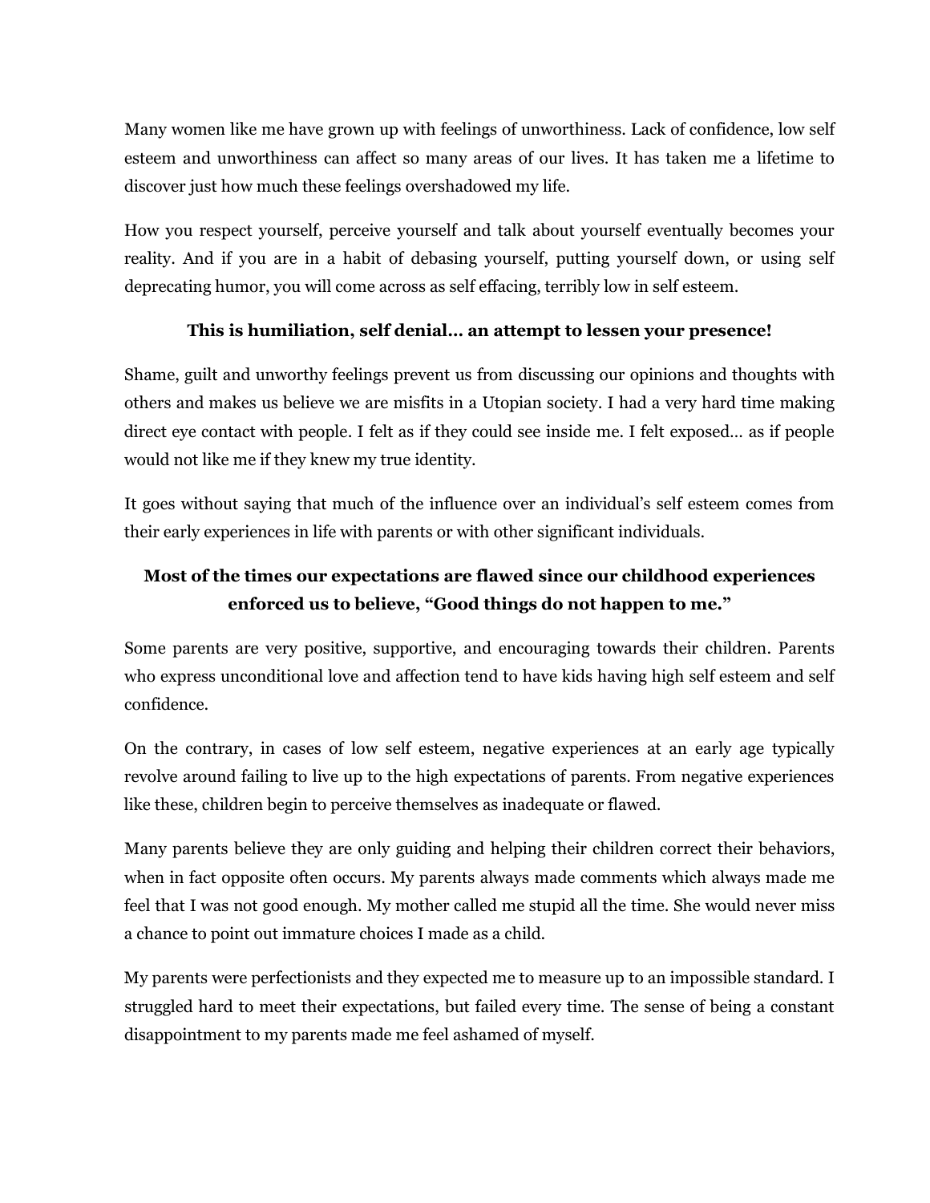Many women like me have grown up with feelings of unworthiness. Lack of confidence, low self esteem and unworthiness can affect so many areas of our lives. It has taken me a lifetime to discover just how much these feelings overshadowed my life.

How you respect yourself, perceive yourself and talk about yourself eventually becomes your reality. And if you are in a habit of debasing yourself, putting yourself down, or using self deprecating humor, you will come across as self effacing, terribly low in self esteem.

**This is humiliation, self denial… an attempt to lessen your presence!**

Shame, guilt and unworthy feelings prevent us from discussing our opinions and thoughts with others and makes us believe we are misfits in a Utopian society. I had a very hard time making direct eye contact with people. I felt as if they could see inside me. I felt exposed… as if people would not like me if they knew my true identity.

It goes without saying that much of the influence over an individual's self esteem comes from their early experiences in life with parents or with other significant individuals.

**Most of the times our expectations are flawed since our childhood experiences enforced us to believe, "Good things do not happen to me."**

Some parents are very positive, supportive, and encouraging towards their children. Parents who express unconditional love and affection tend to have kids having high self esteem and self confidence.

On the contrary, in cases of low self esteem, negative experiences at an early age typically revolve around failing to live up to the high expectations of parents. From negative experiences like these, children begin to perceive themselves as inadequate or flawed.

Many parents believe they are only guiding and helping their children correct their behaviors, when in fact opposite often occurs. My parents always made comments which always made me feel that I was not good enough. My mother called me stupid all the time. She would never miss a chance to point out immature choices I made as a child.

My parents were perfectionists and they expected me to measure up to an impossible standard. I struggled hard to meet their expectations, but failed every time. The sense of being a constant disappointment to my parents made me feel ashamed of myself.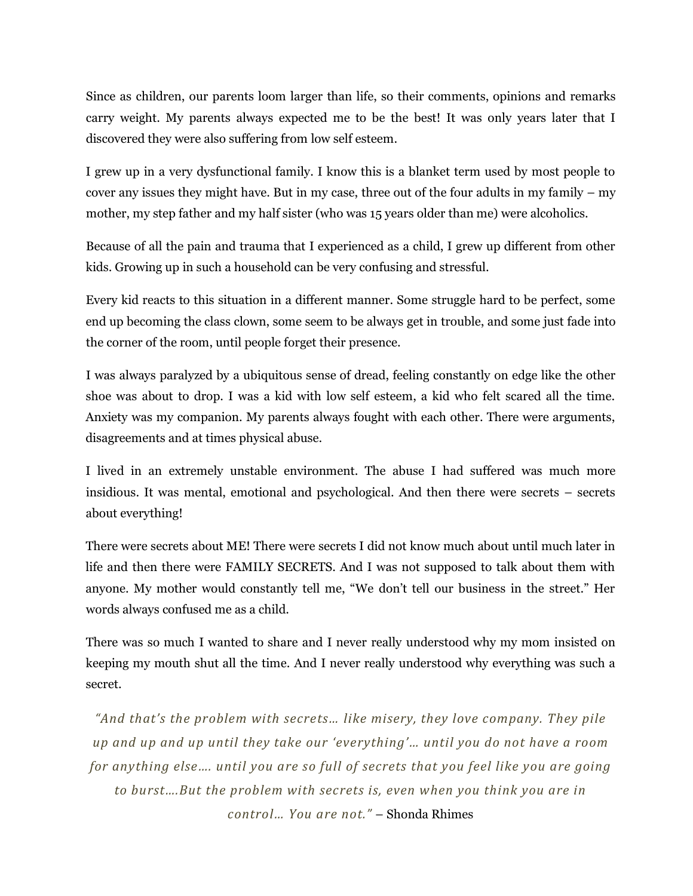Since as children, our parents loom larger than life, so their comments, opinions and remarks carry weight. My parents always expected me to be the best! It was only years later that I discovered they were also suffering from low self esteem.

I grew up in a very dysfunctional family. I know this is a blanket term used by most people to cover any issues they might have. But in my case, three out of the four adults in my family – my mother, my step father and my half sister (who was 15 years older than me) were alcoholics.

Because of all the pain and trauma that I experienced as a child, I grew up different from other kids. Growing up in such a household can be very confusing and stressful.

Every kid reacts to this situation in a different manner. Some struggle hard to be perfect, some end up becoming the class clown, some seem to be always get in trouble, and some just fade into the corner of the room, until people forget their presence.

I was always paralyzed by a ubiquitous sense of dread, feeling constantly on edge like the other shoe was about to drop. I was a kid with low self esteem, a kid who felt scared all the time. Anxiety was my companion. My parents always fought with each other. There were arguments, disagreements and at times physical abuse.

I lived in an extremely unstable environment. The abuse I had suffered was much more insidious. It was mental, emotional and psychological. And then there were secrets – secrets about everything!

There were secrets about ME! There were secrets I did not know much about until much later in life and then there were FAMILY SECRETS. And I was not supposed to talk about them with anyone. My mother would constantly tell me, "We don't tell our business in the street." Her words always confused me as a child.

There was so much I wanted to share and I never really understood why my mom insisted on keeping my mouth shut all the time. And I never really understood why everything was such a secret.

*"And that's the problem with secrets… like misery, they love company. They pile up and up and up until they take our 'everything'… until you do not have a room for anything else…. until you are so full of secrets that you feel like you are going to burst….But the problem with secrets is, even when you think you are in control… You are not."* – Shonda Rhimes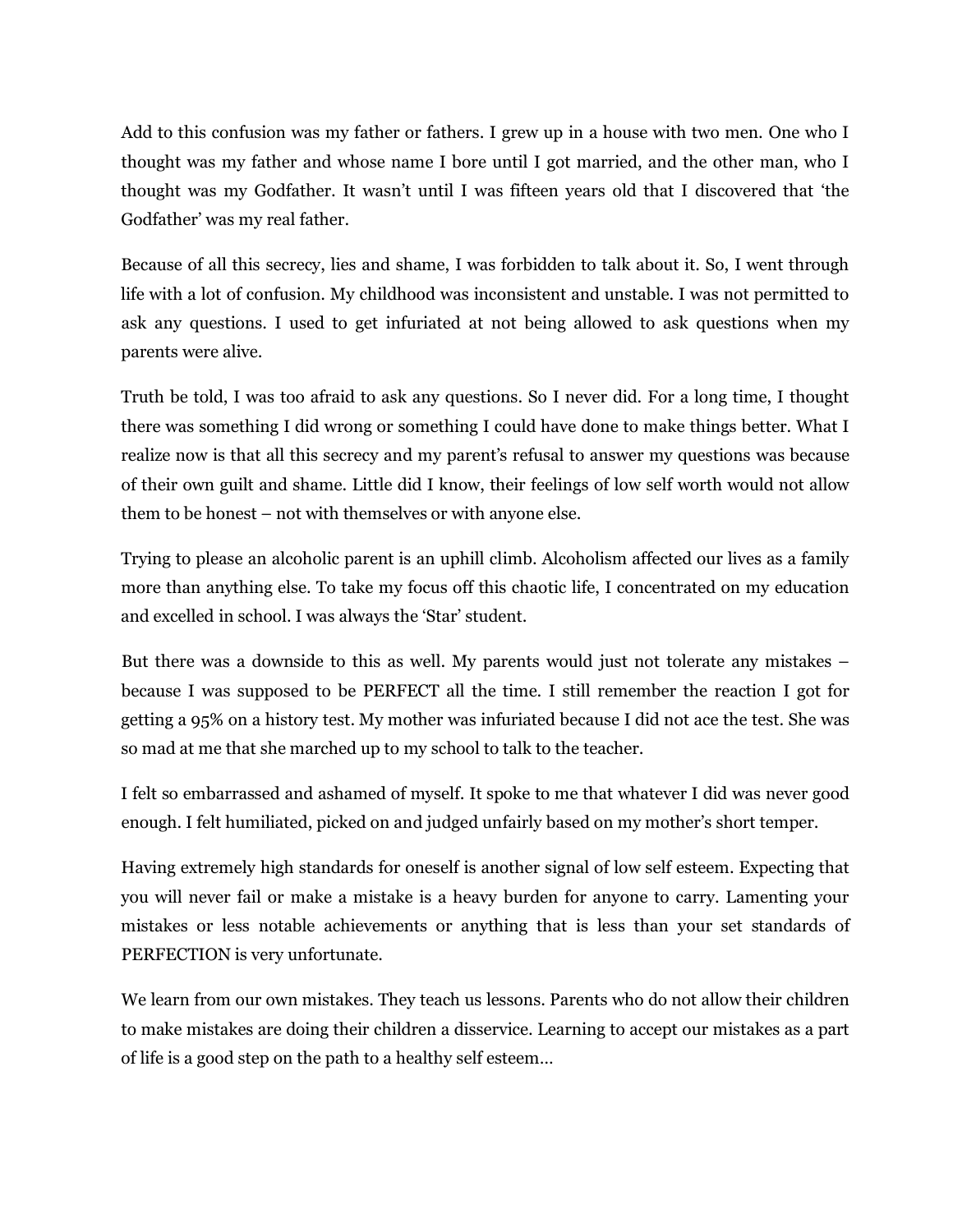Add to this confusion was my father or fathers. I grew up in a house with two men. One who I thought was my father and whose name I bore until I got married, and the other man, who I thought was my Godfather. It wasn't until I was fifteen years old that I discovered that 'the Godfather' was my real father.

Because of all this secrecy, lies and shame, I was forbidden to talk about it. So, I went through life with a lot of confusion. My childhood was inconsistent and unstable. I was not permitted to ask any questions. I used to get infuriated at not being allowed to ask questions when my parents were alive.

Truth be told, I was too afraid to ask any questions. So I never did. For a long time, I thought there was something I did wrong or something I could have done to make things better. What I realize now is that all this secrecy and my parent's refusal to answer my questions was because of their own guilt and shame. Little did I know, their feelings of low self worth would not allow them to be honest – not with themselves or with anyone else.

Trying to please an alcoholic parent is an uphill climb. Alcoholism affected our lives as a family more than anything else. To take my focus off this chaotic life, I concentrated on my education and excelled in school. I was always the 'Star' student.

But there was a downside to this as well. My parents would just not tolerate any mistakes – because I was supposed to be PERFECT all the time. I still remember the reaction I got for getting a 95% on a history test. My mother was infuriated because I did not ace the test. She was so mad at me that she marched up to my school to talk to the teacher.

I felt so embarrassed and ashamed of myself. It spoke to me that whatever I did was never good enough. I felt humiliated, picked on and judged unfairly based on my mother's short temper.

Having extremely high standards for oneself is another signal of low self esteem. Expecting that you will never fail or make a mistake is a heavy burden for anyone to carry. Lamenting your mistakes or less notable achievements or anything that is less than your set standards of PERFECTION is very unfortunate.

We learn from our own mistakes. They teach us lessons. Parents who do not allow their children to make mistakes are doing their children a disservice. Learning to accept our mistakes as a part of life is a good step on the path to a healthy self esteem…